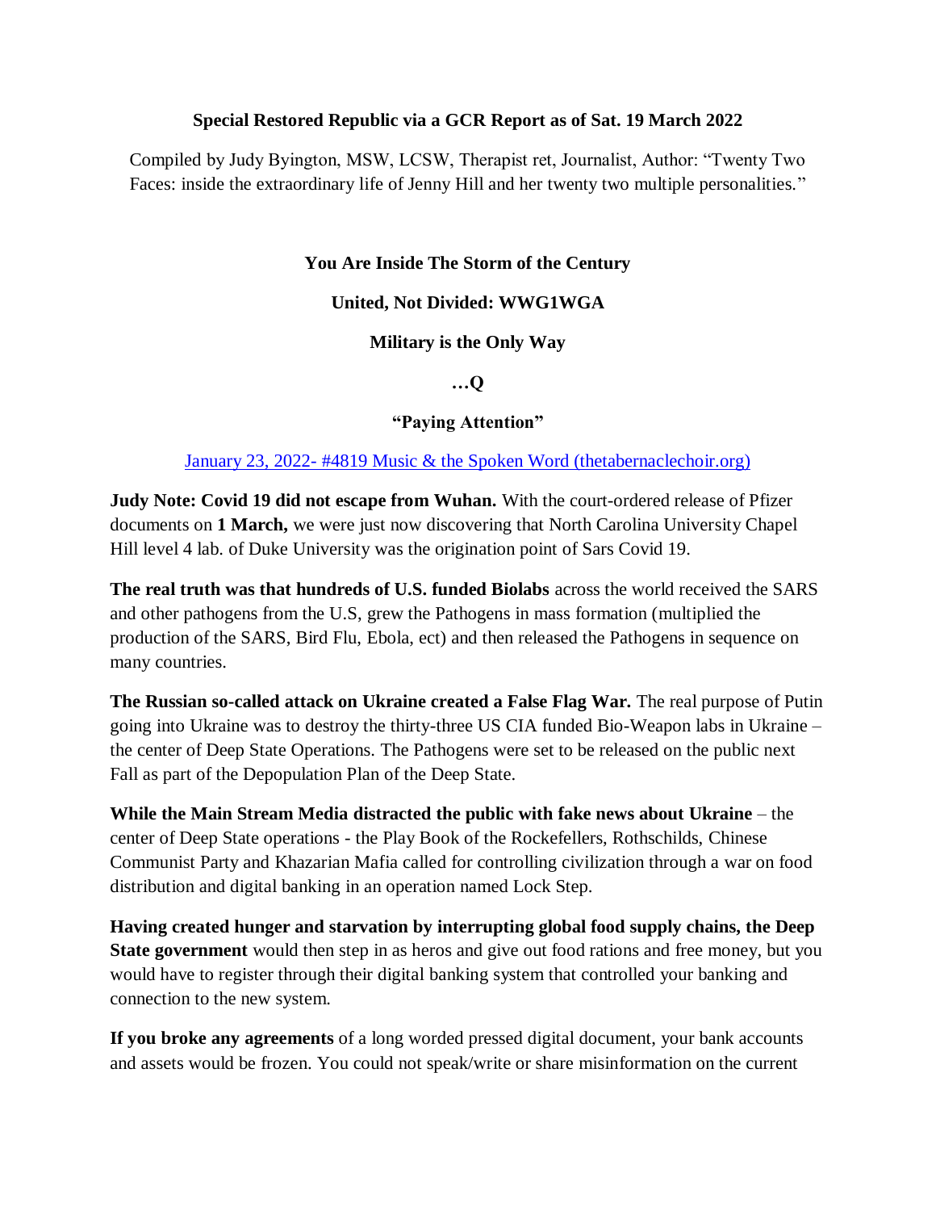**Special Restored Republic via a GCR Report as of Sat. 19 March 2022**

Compiled by Judy Byington, MSW, LCSW, Therapist ret, Journalist, Author: "Twenty Two Faces: inside the extraordinary life of Jenny Hill and her twenty two multiple personalities."

**You Are Inside The Storm of the Century**

**United, Not Divided: WWG1WGA**

**Military is the Only Way**

**…Q**

**"Paying Attention"**

[January 23, 2022- #4819 Music & the Spoken Word (thetabernaclechoir.org)]

**Judy Note: Covid 19 did not escape from Wuhan.** With the court-ordered release of Pfizer documents on **1 March,** we were just now discovering that North Carolina University Chapel Hill level 4 lab. of Duke University was the origination point of Sars Covid 19.

**The real truth was that hundreds of U.S. funded Biolabs** across the world received the SARS and other pathogens from the U.S, grew the Pathogens in mass formation (multiplied the production of the SARS, Bird Flu, Ebola, ect) and then released the Pathogens in sequence on many countries.

**The Russian so-called attack on Ukraine created a False Flag War.** The real purpose of Putin going into Ukraine was to destroy the thirty-three US CIA funded Bio-Weapon labs in Ukraine – the center of Deep State Operations. The Pathogens were set to be released on the public next Fall as part of the Depopulation Plan of the Deep State.

**While the Main Stream Media distracted the public with fake news about Ukraine** – the center of Deep State operations - the Play Book of the Rockefellers, Rothschilds, Chinese Communist Party and Khazarian Mafia called for controlling civilization through a war on food distribution and digital banking in an operation named Lock Step.

**Having created hunger and starvation by interrupting global food supply chains, the Deep State government** would then step in as heros and give out food rations and free money, but you would have to register through their digital banking system that controlled your banking and connection to the new system.

**If you broke any agreements** of a long worded pressed digital document, your bank accounts and assets would be frozen. You could not speak/write or share misinformation on the current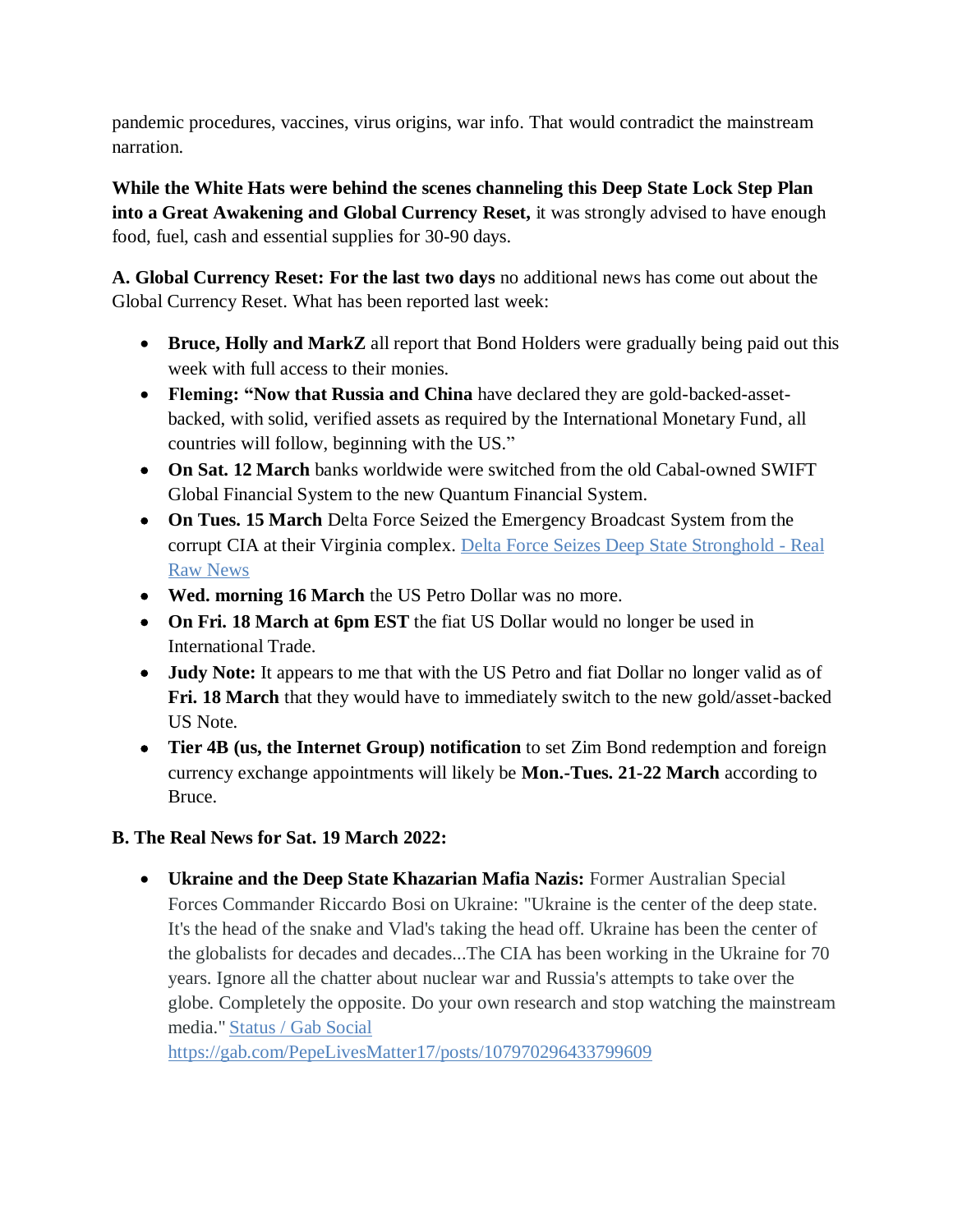pandemic procedures, vaccines, virus origins, war info. That would contradict the mainstream narration.

**While the White Hats were behind the scenes channeling this Deep State Lock Step Plan into a Great Awakening and Global Currency Reset,** it was strongly advised to have enough food, fuel, cash and essential supplies for 30-90 days.

**A. Global Currency Reset: For the last two days** no additional news has come out about the Global Currency Reset. What has been reported last week:

- **Bruce, Holly and MarkZ** all report that Bond Holders were gradually being paid out this week with full access to their monies.
- **Fleming: "Now that Russia and China** have declared they are gold-backed-asset-backed, with solid, verified assets as required by the International Monetary Fund, all countries will follow, beginning with the US."
- **On Sat. 12 March** banks worldwide were switched from the old Cabal-owned SWIFT Global Financial System to the new Quantum Financial System.
- **On Tues. 15 March** Delta Force Seized the Emergency Broadcast System from the corrupt CIA at their Virginia complex. [Delta Force Seizes Deep State Stronghold - Real Raw News]
- **Wed. morning 16 March** the US Petro Dollar was no more.
- **On Fri. 18 March at 6pm EST** the fiat US Dollar would no longer be used in International Trade.
- **Judy Note:** It appears to me that with the US Petro and fiat Dollar no longer valid as of **Fri. 18 March** that they would have to immediately switch to the new gold/asset-backed US Note.
- **Tier 4B (us, the Internet Group) notification** to set Zim Bond redemption and foreign currency exchange appointments will likely be **Mon.-Tues. 21-22 March** according to Bruce.

**B. The Real News for Sat. 19 March 2022:**

- **Ukraine and the Deep State Khazarian Mafia Nazis:** Former Australian Special Forces Commander Riccardo Bosi on Ukraine: "Ukraine is the center of the deep state. It's the head of the snake and Vlad's taking the head off. Ukraine has been the center of the globalists for decades and decades...The CIA has been working in the Ukraine for 70 years. Ignore all the chatter about nuclear war and Russia's attempts to take over the globe. Completely the opposite. Do your own research and stop watching the mainstream media." [Status / Gab Social] https://gab.com/PepeLivesMatter17/posts/107970296433799609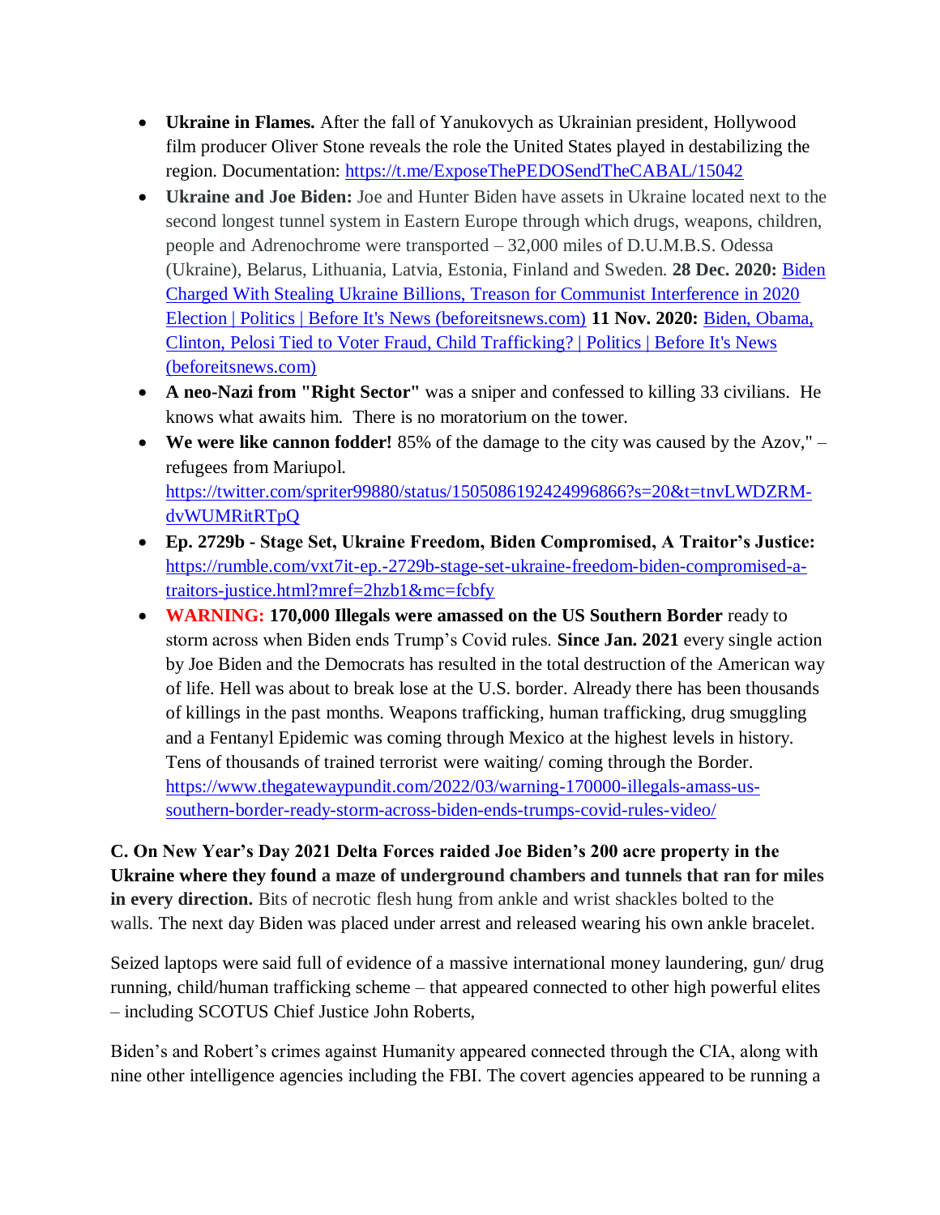- **Ukraine in Flames.** After the fall of Yanukovych as Ukrainian president, Hollywood film producer Oliver Stone reveals the role the United States played in destabilizing the region. Documentation: [https://t.me/ExposeThePEDOSendTheCABAL/15042](https://t.me/ExposeThePEDOSendTheCABAL/15042)
- **Ukraine and Joe Biden:** Joe and Hunter Biden have assets in Ukraine located next to the second longest tunnel system in Eastern Europe through which drugs, weapons, children, people and Adrenochrome were transported – 32,000 miles of D.U.M.B.S. Odessa (Ukraine), Belarus, Lithuania, Latvia, Estonia, Finland and Sweden. **28 Dec. 2020:** [Biden Charged With Stealing Ukraine Billions, Treason for Communist Interference in 2020 Election | Politics | Before It's News (beforeitsnews.com)]() **11 Nov. 2020:** [Biden, Obama, Clinton, Pelosi Tied to Voter Fraud, Child Trafficking? | Politics | Before It's News (beforeitsnews.com)]()
- **A neo-Nazi from "Right Sector"** was a sniper and confessed to killing 33 civilians. He knows what awaits him. There is no moratorium on the tower.
- **We were like cannon fodder!** 85% of the damage to the city was caused by the Azov," – refugees from Mariupol. [https://twitter.com/spriter99880/status/1505086192424996866?s=20&t=tnvLWDZRM-dvWUMRitRTpQ](https://twitter.com/spriter99880/status/1505086192424996866?s=20&t=tnvLWDZRM-dvWUMRitRTpQ)
- **Ep. 2729b - Stage Set, Ukraine Freedom, Biden Compromised, A Traitor's Justice:** [https://rumble.com/vxt7it-ep.-2729b-stage-set-ukraine-freedom-biden-compromised-a-traitors-justice.html?mref=2hzb1&mc=fcbfy](https://rumble.com/vxt7it-ep.-2729b-stage-set-ukraine-freedom-biden-compromised-a-traitors-justice.html?mref=2hzb1&mc=fcbfy)
- **WARNING: 170,000 Illegals were amassed on the US Southern Border** ready to storm across when Biden ends Trump's Covid rules. **Since Jan. 2021** every single action by Joe Biden and the Democrats has resulted in the total destruction of the American way of life. Hell was about to break lose at the U.S. border. Already there has been thousands of killings in the past months. Weapons trafficking, human trafficking, drug smuggling and a Fentanyl Epidemic was coming through Mexico at the highest levels in history. Tens of thousands of trained terrorist were waiting/ coming through the Border. [https://www.thegatewaypundit.com/2022/03/warning-170000-illegals-amass-us-southern-border-ready-storm-across-biden-ends-trumps-covid-rules-video/](https://www.thegatewaypundit.com/2022/03/warning-170000-illegals-amass-us-southern-border-ready-storm-across-biden-ends-trumps-covid-rules-video/)

**C. On New Year's Day 2021 Delta Forces raided Joe Biden's 200 acre property in the Ukraine where they found a maze of underground chambers and tunnels that ran for miles in every direction.** Bits of necrotic flesh hung from ankle and wrist shackles bolted to the walls. The next day Biden was placed under arrest and released wearing his own ankle bracelet.

Seized laptops were said full of evidence of a massive international money laundering, gun/ drug running, child/human trafficking scheme – that appeared connected to other high powerful elites – including SCOTUS Chief Justice John Roberts,

Biden's and Robert's crimes against Humanity appeared connected through the CIA, along with nine other intelligence agencies including the FBI. The covert agencies appeared to be running a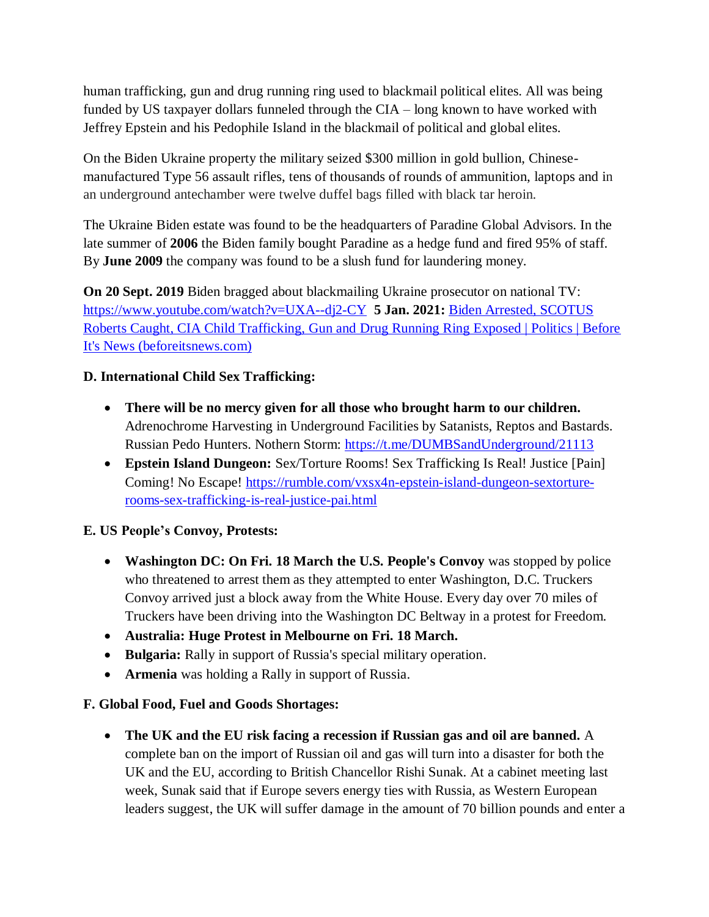human trafficking, gun and drug running ring used to blackmail political elites. All was being funded by US taxpayer dollars funneled through the CIA – long known to have worked with Jeffrey Epstein and his Pedophile Island in the blackmail of political and global elites.

On the Biden Ukraine property the military seized $300 million in gold bullion, Chinese-manufactured Type 56 assault rifles, tens of thousands of rounds of ammunition, laptops and in an underground antechamber were twelve duffel bags filled with black tar heroin.

The Ukraine Biden estate was found to be the headquarters of Paradine Global Advisors. In the late summer of **2006** the Biden family bought Paradine as a hedge fund and fired 95% of staff. By **June 2009** the company was found to be a slush fund for laundering money.

**On 20 Sept. 2019** Biden bragged about blackmailing Ukraine prosecutor on national TV: [https://www.youtube.com/watch?v=UXA--dj2-CY](https://www.youtube.com/watch?v=UXA--dj2-CY) **5 Jan. 2021:** [Biden Arrested, SCOTUS Roberts Caught, CIA Child Trafficking, Gun and Drug Running Ring Exposed | Politics | Before It's News (beforeitsnews.com)](beforeitsnews.com)

**D. International Child Sex Trafficking:**

- **There will be no mercy given for all those who brought harm to our children.** Adrenochrome Harvesting in Underground Facilities by Satanists, Reptos and Bastards. Russian Pedo Hunters. Nothern Storm: [https://t.me/DUMBSandUnderground/21113](https://t.me/DUMBSandUnderground/21113)
- **Epstein Island Dungeon:** Sex/Torture Rooms! Sex Trafficking Is Real! Justice [Pain] Coming! No Escape! [https://rumble.com/vxsx4n-epstein-island-dungeon-sextorture-rooms-sex-trafficking-is-real-justice-pai.html](https://rumble.com/vxsx4n-epstein-island-dungeon-sextorture-rooms-sex-trafficking-is-real-justice-pai.html)

**E. US People's Convoy, Protests:**

- **Washington DC: On Fri. 18 March the U.S. People's Convoy** was stopped by police who threatened to arrest them as they attempted to enter Washington, D.C. Truckers Convoy arrived just a block away from the White House. Every day over 70 miles of Truckers have been driving into the Washington DC Beltway in a protest for Freedom.
- **Australia: Huge Protest in Melbourne on Fri. 18 March.**
- **Bulgaria:** Rally in support of Russia's special military operation.
- **Armenia** was holding a Rally in support of Russia.

**F. Global Food, Fuel and Goods Shortages:**

- **The UK and the EU risk facing a recession if Russian gas and oil are banned.** A complete ban on the import of Russian oil and gas will turn into a disaster for both the UK and the EU, according to British Chancellor Rishi Sunak. At a cabinet meeting last week, Sunak said that if Europe severs energy ties with Russia, as Western European leaders suggest, the UK will suffer damage in the amount of 70 billion pounds and enter a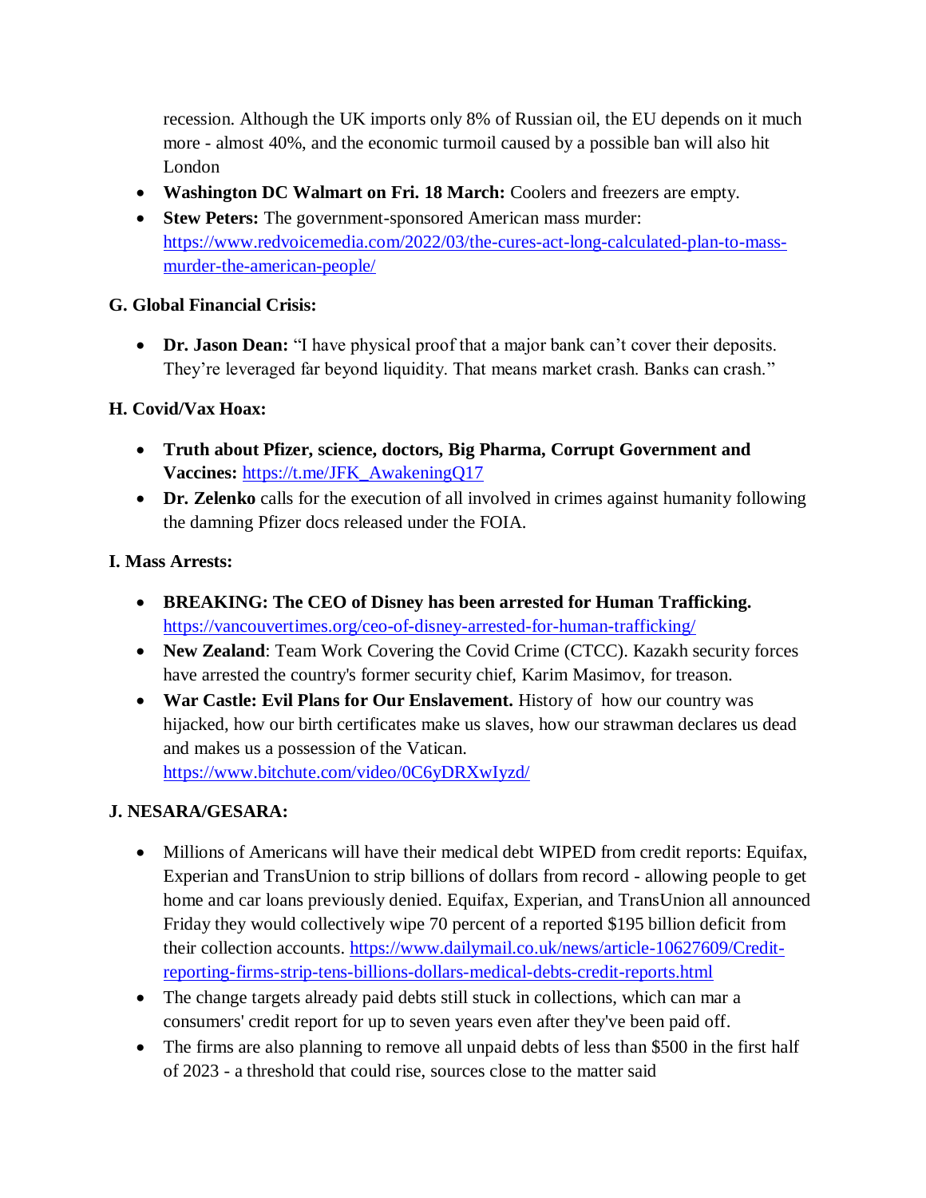recession. Although the UK imports only 8% of Russian oil, the EU depends on it much more - almost 40%, and the economic turmoil caused by a possible ban will also hit London

- **Washington DC Walmart on Fri. 18 March:** Coolers and freezers are empty.
- **Stew Peters:** The government-sponsored American mass murder: https://www.redvoicemedia.com/2022/03/the-cures-act-long-calculated-plan-to-mass-murder-the-american-people/

**G. Global Financial Crisis:**

- **Dr. Jason Dean:** "I have physical proof that a major bank can't cover their deposits. They're leveraged far beyond liquidity. That means market crash. Banks can crash."

**H. Covid/Vax Hoax:**

- **Truth about Pfizer, science, doctors, Big Pharma, Corrupt Government and Vaccines:** https://t.me/JFK_AwakeningQ17
- **Dr. Zelenko** calls for the execution of all involved in crimes against humanity following the damning Pfizer docs released under the FOIA.

**I. Mass Arrests:**

- **BREAKING: The CEO of Disney has been arrested for Human Trafficking.** https://vancouvertimes.org/ceo-of-disney-arrested-for-human-trafficking/
- **New Zealand**: Team Work Covering the Covid Crime (CTCC). Kazakh security forces have arrested the country's former security chief, Karim Masimov, for treason.
- **War Castle: Evil Plans for Our Enslavement.** History of how our country was hijacked, how our birth certificates make us slaves, how our strawman declares us dead and makes us a possession of the Vatican. https://www.bitchute.com/video/0C6yDRXwIyzd/

**J. NESARA/GESARA:**

- Millions of Americans will have their medical debt WIPED from credit reports: Equifax, Experian and TransUnion to strip billions of dollars from record - allowing people to get home and car loans previously denied. Equifax, Experian, and TransUnion all announced Friday they would collectively wipe 70 percent of a reported $195 billion deficit from their collection accounts. https://www.dailymail.co.uk/news/article-10627609/Credit-reporting-firms-strip-tens-billions-dollars-medical-debts-credit-reports.html
- The change targets already paid debts still stuck in collections, which can mar a consumers' credit report for up to seven years even after they've been paid off.
- The firms are also planning to remove all unpaid debts of less than $500 in the first half of 2023 - a threshold that could rise, sources close to the matter said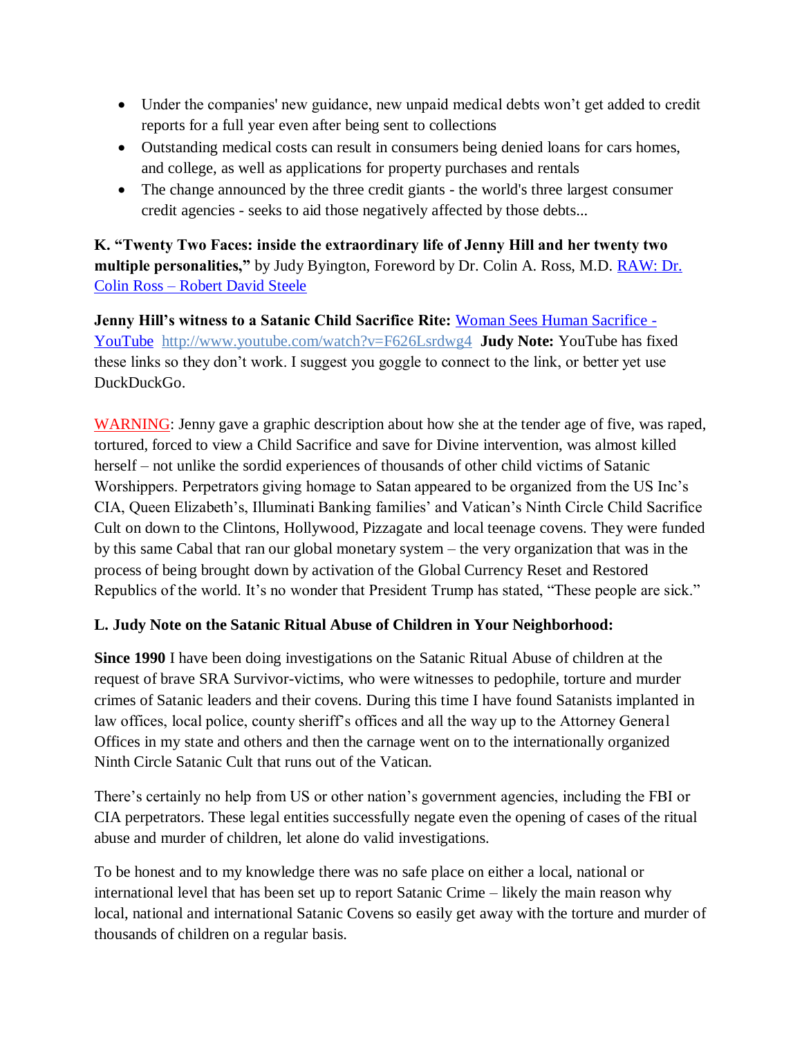- Under the companies' new guidance, new unpaid medical debts won't get added to credit reports for a full year even after being sent to collections
- Outstanding medical costs can result in consumers being denied loans for cars homes, and college, as well as applications for property purchases and rentals
- The change announced by the three credit giants - the world's three largest consumer credit agencies - seeks to aid those negatively affected by those debts...

**K. "Twenty Two Faces: inside the extraordinary life of Jenny Hill and her twenty two multiple personalities,"** by Judy Byington, Foreword by Dr. Colin A. Ross, M.D. [RAW: Dr. Colin Ross – Robert David Steele]

**Jenny Hill's witness to a Satanic Child Sacrifice Rite:** [Woman Sees Human Sacrifice - YouTube] http://www.youtube.com/watch?v=F626Lsrdwg4 **Judy Note:** YouTube has fixed these links so they don't work. I suggest you goggle to connect to the link, or better yet use DuckDuckGo.

WARNING: Jenny gave a graphic description about how she at the tender age of five, was raped, tortured, forced to view a Child Sacrifice and save for Divine intervention, was almost killed herself – not unlike the sordid experiences of thousands of other child victims of Satanic Worshippers. Perpetrators giving homage to Satan appeared to be organized from the US Inc's CIA, Queen Elizabeth's, Illuminati Banking families' and Vatican's Ninth Circle Child Sacrifice Cult on down to the Clintons, Hollywood, Pizzagate and local teenage covens. They were funded by this same Cabal that ran our global monetary system – the very organization that was in the process of being brought down by activation of the Global Currency Reset and Restored Republics of the world. It's no wonder that President Trump has stated, "These people are sick."

**L. Judy Note on the Satanic Ritual Abuse of Children in Your Neighborhood:**

**Since 1990** I have been doing investigations on the Satanic Ritual Abuse of children at the request of brave SRA Survivor-victims, who were witnesses to pedophile, torture and murder crimes of Satanic leaders and their covens. During this time I have found Satanists implanted in law offices, local police, county sheriff's offices and all the way up to the Attorney General Offices in my state and others and then the carnage went on to the internationally organized Ninth Circle Satanic Cult that runs out of the Vatican.

There's certainly no help from US or other nation's government agencies, including the FBI or CIA perpetrators. These legal entities successfully negate even the opening of cases of the ritual abuse and murder of children, let alone do valid investigations.

To be honest and to my knowledge there was no safe place on either a local, national or international level that has been set up to report Satanic Crime – likely the main reason why local, national and international Satanic Covens so easily get away with the torture and murder of thousands of children on a regular basis.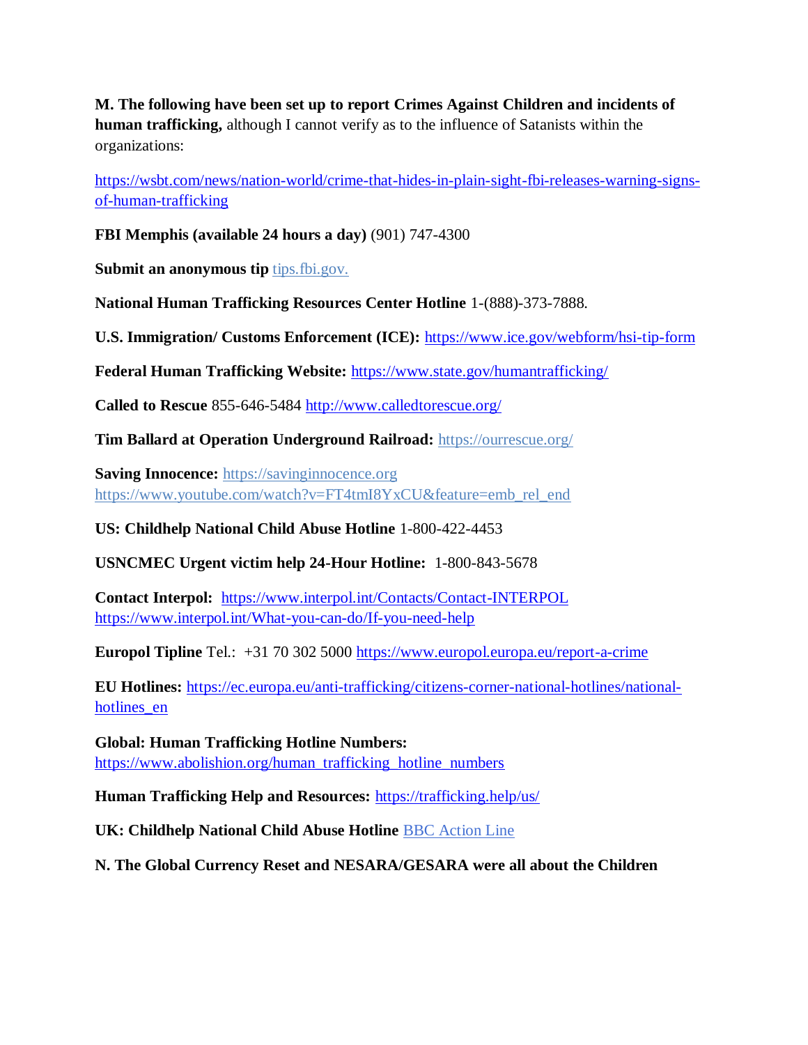**M. The following have been set up to report Crimes Against Children and incidents of human trafficking,** although I cannot verify as to the influence of Satanists within the organizations:

https://wsbt.com/news/nation-world/crime-that-hides-in-plain-sight-fbi-releases-warning-signs-of-human-trafficking

**FBI Memphis (available 24 hours a day)** (901) 747-4300

**Submit an anonymous tip** tips.fbi.gov.

**National Human Trafficking Resources Center Hotline** 1-(888)-373-7888.

**U.S. Immigration/ Customs Enforcement (ICE):** https://www.ice.gov/webform/hsi-tip-form

**Federal Human Trafficking Website:** https://www.state.gov/humantrafficking/

**Called to Rescue** 855-646-5484 http://www.calledtorescue.org/

**Tim Ballard at Operation Underground Railroad:** https://ourrescue.org/

**Saving Innocence:** https://savinginnocence.org
https://www.youtube.com/watch?v=FT4tmI8YxCU&feature=emb_rel_end

**US: Childhelp National Child Abuse Hotline** 1-800-422-4453

**USNCMEC Urgent victim help 24-Hour Hotline:** 1-800-843-5678

**Contact Interpol:** https://www.interpol.int/Contacts/Contact-INTERPOL
https://www.interpol.int/What-you-can-do/If-you-need-help

**Europol Tipline** Tel.: +31 70 302 5000 https://www.europol.europa.eu/report-a-crime

**EU Hotlines:** https://ec.europa.eu/anti-trafficking/citizens-corner-national-hotlines/national-hotlines_en

**Global: Human Trafficking Hotline Numbers:**
https://www.abolishion.org/human_trafficking_hotline_numbers

**Human Trafficking Help and Resources:** https://trafficking.help/us/

**UK: Childhelp National Child Abuse Hotline** BBC Action Line

**N. The Global Currency Reset and NESARA/GESARA were all about the Children**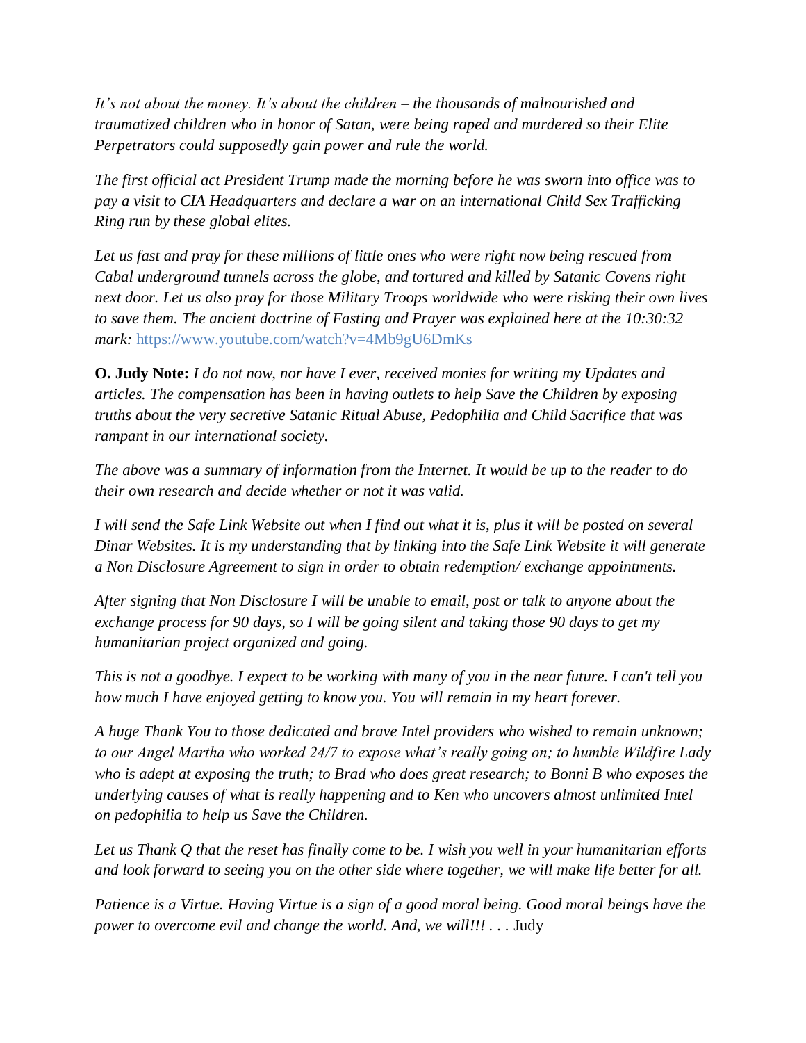*It's not about the money. It's about the children – the thousands of malnourished and traumatized children who in honor of Satan, were being raped and murdered so their Elite Perpetrators could supposedly gain power and rule the world.*

*The first official act President Trump made the morning before he was sworn into office was to pay a visit to CIA Headquarters and declare a war on an international Child Sex Trafficking Ring run by these global elites.*

*Let us fast and pray for these millions of little ones who were right now being rescued from Cabal underground tunnels across the globe, and tortured and killed by Satanic Covens right next door. Let us also pray for those Military Troops worldwide who were risking their own lives to save them. The ancient doctrine of Fasting and Prayer was explained here at the 10:30:32 mark:* [https://www.youtube.com/watch?v=4Mb9gU6DmKs](https://www.youtube.com/watch?v=4Mb9gU6DmKs)

**O. Judy Note:** *I do not now, nor have I ever, received monies for writing my Updates and articles. The compensation has been in having outlets to help Save the Children by exposing truths about the very secretive Satanic Ritual Abuse, Pedophilia and Child Sacrifice that was rampant in our international society.*

*The above was a summary of information from the Internet. It would be up to the reader to do their own research and decide whether or not it was valid.*

*I will send the Safe Link Website out when I find out what it is, plus it will be posted on several Dinar Websites. It is my understanding that by linking into the Safe Link Website it will generate a Non Disclosure Agreement to sign in order to obtain redemption/ exchange appointments.*

*After signing that Non Disclosure I will be unable to email, post or talk to anyone about the exchange process for 90 days, so I will be going silent and taking those 90 days to get my humanitarian project organized and going.*

*This is not a goodbye. I expect to be working with many of you in the near future. I can't tell you how much I have enjoyed getting to know you. You will remain in my heart forever.*

*A huge Thank You to those dedicated and brave Intel providers who wished to remain unknown; to our Angel Martha who worked 24/7 to expose what's really going on; to humble Wildfire Lady who is adept at exposing the truth; to Brad who does great research; to Bonni B who exposes the underlying causes of what is really happening and to Ken who uncovers almost unlimited Intel on pedophilia to help us Save the Children.*

*Let us Thank Q that the reset has finally come to be. I wish you well in your humanitarian efforts and look forward to seeing you on the other side where together, we will make life better for all.*

*Patience is a Virtue. Having Virtue is a sign of a good moral being. Good moral beings have the power to overcome evil and change the world. And, we will!!! . . .* Judy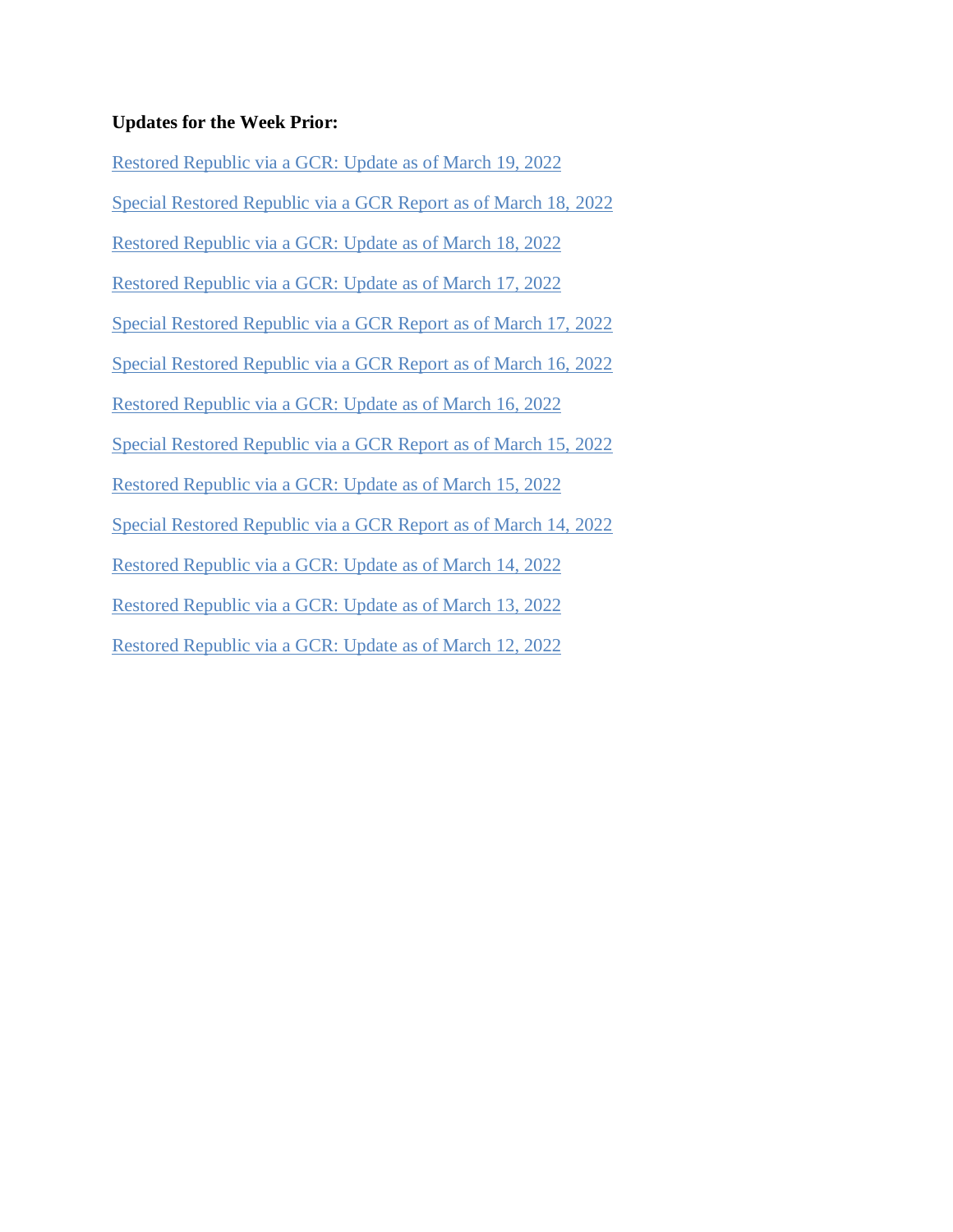**Updates for the Week Prior:**

Restored Republic via a GCR: Update as of March 19, 2022

Special Restored Republic via a GCR Report as of March 18, 2022

Restored Republic via a GCR: Update as of March 18, 2022

Restored Republic via a GCR: Update as of March 17, 2022

Special Restored Republic via a GCR Report as of March 17, 2022

Special Restored Republic via a GCR Report as of March 16, 2022

Restored Republic via a GCR: Update as of March 16, 2022

Special Restored Republic via a GCR Report as of March 15, 2022

Restored Republic via a GCR: Update as of March 15, 2022

Special Restored Republic via a GCR Report as of March 14, 2022

Restored Republic via a GCR: Update as of March 14, 2022

Restored Republic via a GCR: Update as of March 13, 2022

Restored Republic via a GCR: Update as of March 12, 2022